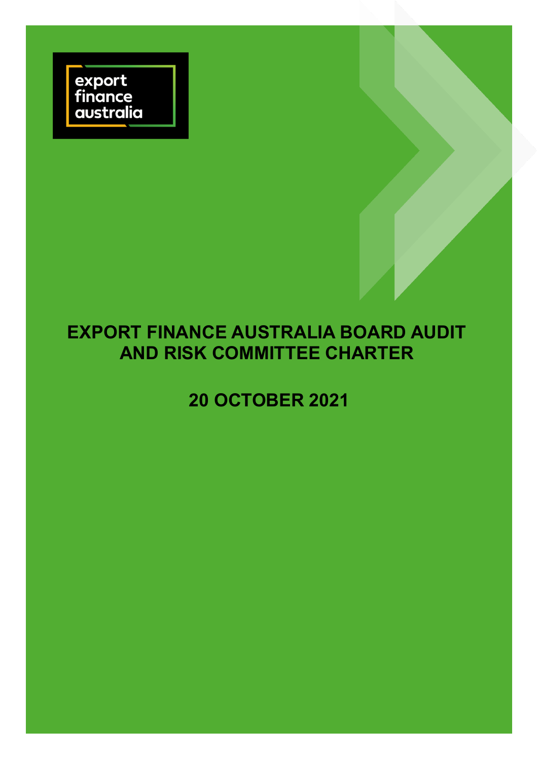export finance australia

# EXPORT FINANCE AUSTRALIA BOARD AUDIT AND RISK COMMITTEE CHARTER

## 20 OCTOBER 2021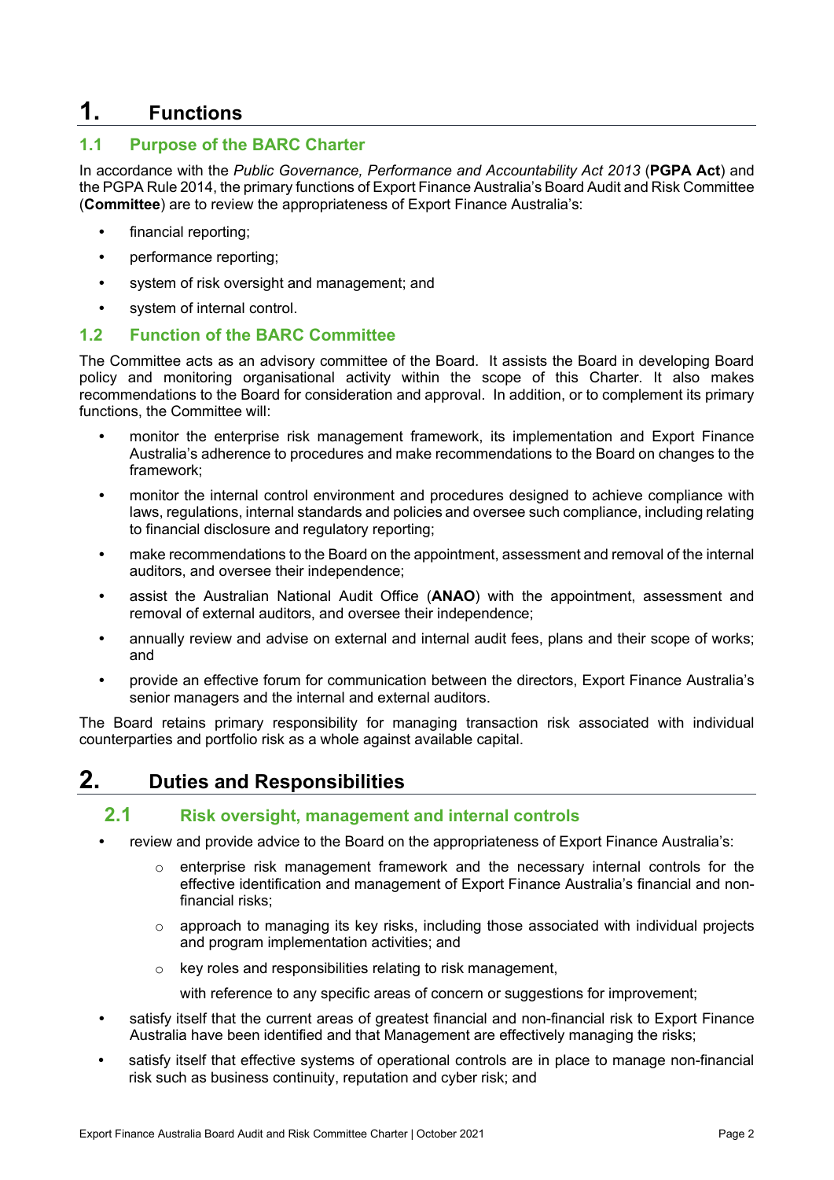# 1. Functions

## 1.1 Purpose of the BARC Charter

In accordance with the *Public Governance, Performance and Accountability Act 2013* (**PGPA Act**) and the PGPA Rule 2014, the primary functions of Export Finance Australia's Board Audit and Risk Committee (**Committee**) are to review the appropriateness of Export Finance Australia's:

- financial reporting;
- performance reporting;
- system of risk oversight and management; and
- system of internal control.

## 1.2 Function of the BARC Committee

The Committee acts as an advisory committee of the Board. It assists the Board in developing Board policy and monitoring organisational activity within the scope of this Charter. It also makes recommendations to the Board for consideration and approval. In addition, or to complement its primary functions, the Committee will:

- monitor the enterprise risk management framework, its implementation and Export Finance Australia's adherence to procedures and make recommendations to the Board on changes to the framework;
- monitor the internal control environment and procedures designed to achieve compliance with laws, regulations, internal standards and policies and oversee such compliance, including relating to financial disclosure and regulatory reporting;
- make recommendations to the Board on the appointment, assessment and removal of the internal auditors, and oversee their independence;
- assist the Australian National Audit Office (**ANAO**) with the appointment, assessment and removal of external auditors, and oversee their independence;
- annually review and advise on external and internal audit fees, plans and their scope of works; and
- provide an effective forum for communication between the directors, Export Finance Australia's senior managers and the internal and external auditors.

The Board retains primary responsibility for managing transaction risk associated with individual counterparties and portfolio risk as a whole against available capital.

# 2. Duties and Responsibilities

## 2.1 Risk oversight, management and internal controls

- review and provide advice to the Board on the appropriateness of Export Finance Australia's:
  - enterprise risk management framework and the necessary internal controls for the effective identification and management of Export Finance Australia's financial and non-financial risks;
  - approach to managing its key risks, including those associated with individual projects and program implementation activities; and
  - key roles and responsibilities relating to risk management,

  with reference to any specific areas of concern or suggestions for improvement;
- satisfy itself that the current areas of greatest financial and non-financial risk to Export Finance Australia have been identified and that Management are effectively managing the risks;
- satisfy itself that effective systems of operational controls are in place to manage non-financial risk such as business continuity, reputation and cyber risk; and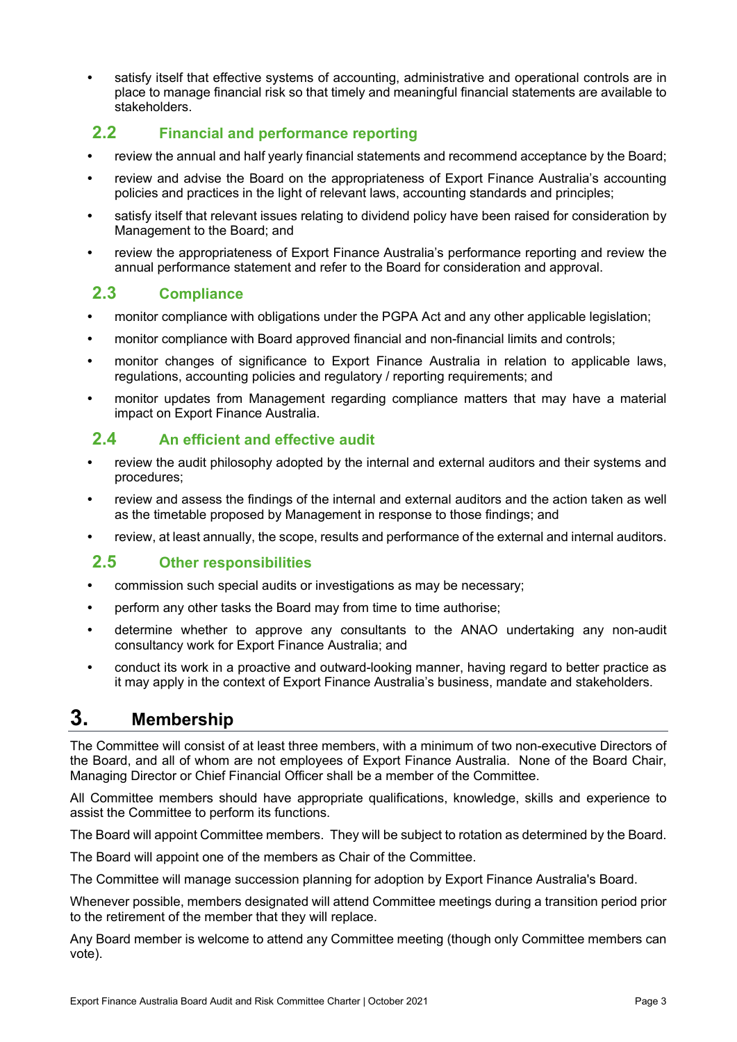- satisfy itself that effective systems of accounting, administrative and operational controls are in place to manage financial risk so that timely and meaningful financial statements are available to stakeholders.

### 2.2 Financial and performance reporting

- review the annual and half yearly financial statements and recommend acceptance by the Board;
- review and advise the Board on the appropriateness of Export Finance Australia's accounting policies and practices in the light of relevant laws, accounting standards and principles;
- satisfy itself that relevant issues relating to dividend policy have been raised for consideration by Management to the Board; and
- review the appropriateness of Export Finance Australia's performance reporting and review the annual performance statement and refer to the Board for consideration and approval.

### 2.3 Compliance

- monitor compliance with obligations under the PGPA Act and any other applicable legislation;
- monitor compliance with Board approved financial and non-financial limits and controls;
- monitor changes of significance to Export Finance Australia in relation to applicable laws, regulations, accounting policies and regulatory / reporting requirements; and
- monitor updates from Management regarding compliance matters that may have a material impact on Export Finance Australia.

### 2.4 An efficient and effective audit

- review the audit philosophy adopted by the internal and external auditors and their systems and procedures;
- review and assess the findings of the internal and external auditors and the action taken as well as the timetable proposed by Management in response to those findings; and
- review, at least annually, the scope, results and performance of the external and internal auditors.

### 2.5 Other responsibilities

- commission such special audits or investigations as may be necessary;
- perform any other tasks the Board may from time to time authorise;
- determine whether to approve any consultants to the ANAO undertaking any non-audit consultancy work for Export Finance Australia; and
- conduct its work in a proactive and outward-looking manner, having regard to better practice as it may apply in the context of Export Finance Australia's business, mandate and stakeholders.

## 3. Membership

The Committee will consist of at least three members, with a minimum of two non-executive Directors of the Board, and all of whom are not employees of Export Finance Australia. None of the Board Chair, Managing Director or Chief Financial Officer shall be a member of the Committee.

All Committee members should have appropriate qualifications, knowledge, skills and experience to assist the Committee to perform its functions.

The Board will appoint Committee members. They will be subject to rotation as determined by the Board.

The Board will appoint one of the members as Chair of the Committee.

The Committee will manage succession planning for adoption by Export Finance Australia's Board.

Whenever possible, members designated will attend Committee meetings during a transition period prior to the retirement of the member that they will replace.

Any Board member is welcome to attend any Committee meeting (though only Committee members can vote).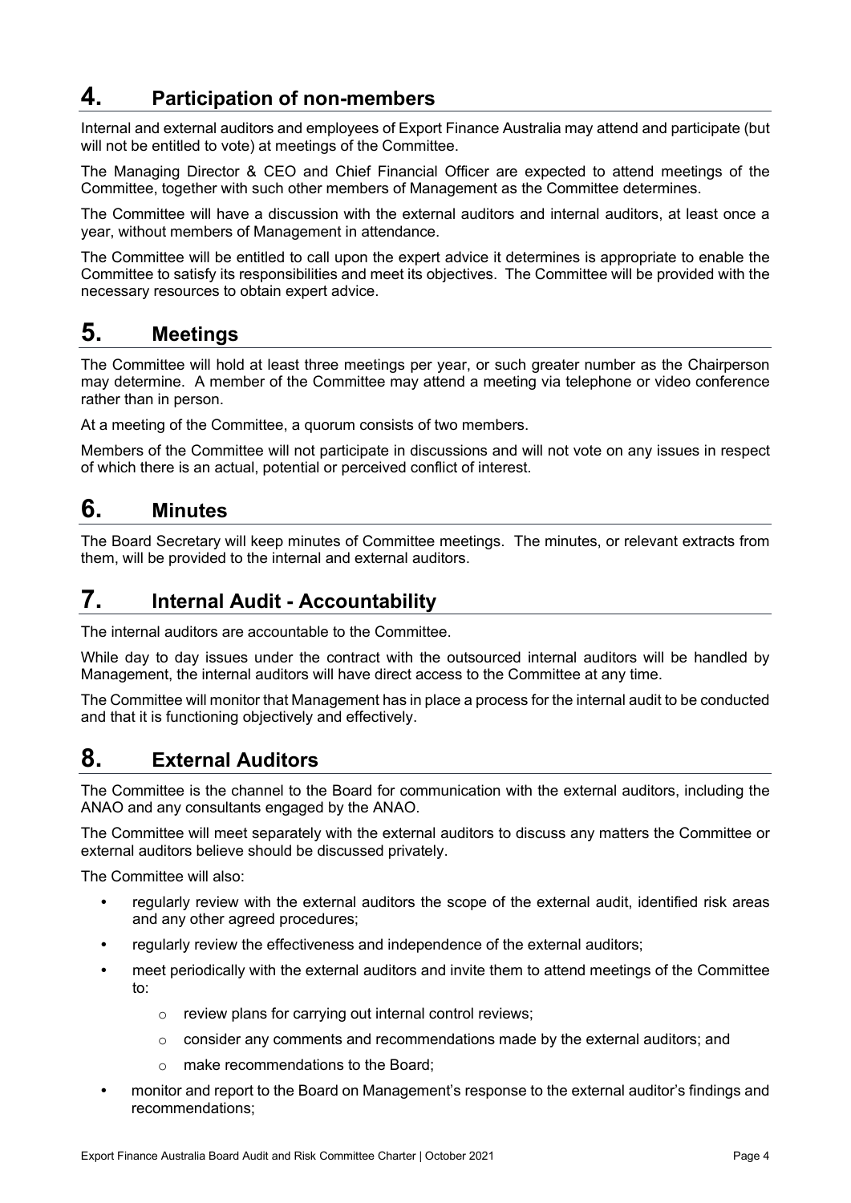# 4. Participation of non-members

Internal and external auditors and employees of Export Finance Australia may attend and participate (but will not be entitled to vote) at meetings of the Committee.

The Managing Director & CEO and Chief Financial Officer are expected to attend meetings of the Committee, together with such other members of Management as the Committee determines.

The Committee will have a discussion with the external auditors and internal auditors, at least once a year, without members of Management in attendance.

The Committee will be entitled to call upon the expert advice it determines is appropriate to enable the Committee to satisfy its responsibilities and meet its objectives. The Committee will be provided with the necessary resources to obtain expert advice.

# 5. Meetings

The Committee will hold at least three meetings per year, or such greater number as the Chairperson may determine. A member of the Committee may attend a meeting via telephone or video conference rather than in person.

At a meeting of the Committee, a quorum consists of two members.

Members of the Committee will not participate in discussions and will not vote on any issues in respect of which there is an actual, potential or perceived conflict of interest.

# 6. Minutes

The Board Secretary will keep minutes of Committee meetings. The minutes, or relevant extracts from them, will be provided to the internal and external auditors.

# 7. Internal Audit - Accountability

The internal auditors are accountable to the Committee.

While day to day issues under the contract with the outsourced internal auditors will be handled by Management, the internal auditors will have direct access to the Committee at any time.

The Committee will monitor that Management has in place a process for the internal audit to be conducted and that it is functioning objectively and effectively.

# 8. External Auditors

The Committee is the channel to the Board for communication with the external auditors, including the ANAO and any consultants engaged by the ANAO.

The Committee will meet separately with the external auditors to discuss any matters the Committee or external auditors believe should be discussed privately.

The Committee will also:

- regularly review with the external auditors the scope of the external audit, identified risk areas and any other agreed procedures;
- regularly review the effectiveness and independence of the external auditors;
- meet periodically with the external auditors and invite them to attend meetings of the Committee to:
  - review plans for carrying out internal control reviews;
  - consider any comments and recommendations made by the external auditors; and
  - make recommendations to the Board;
- monitor and report to the Board on Management's response to the external auditor's findings and recommendations;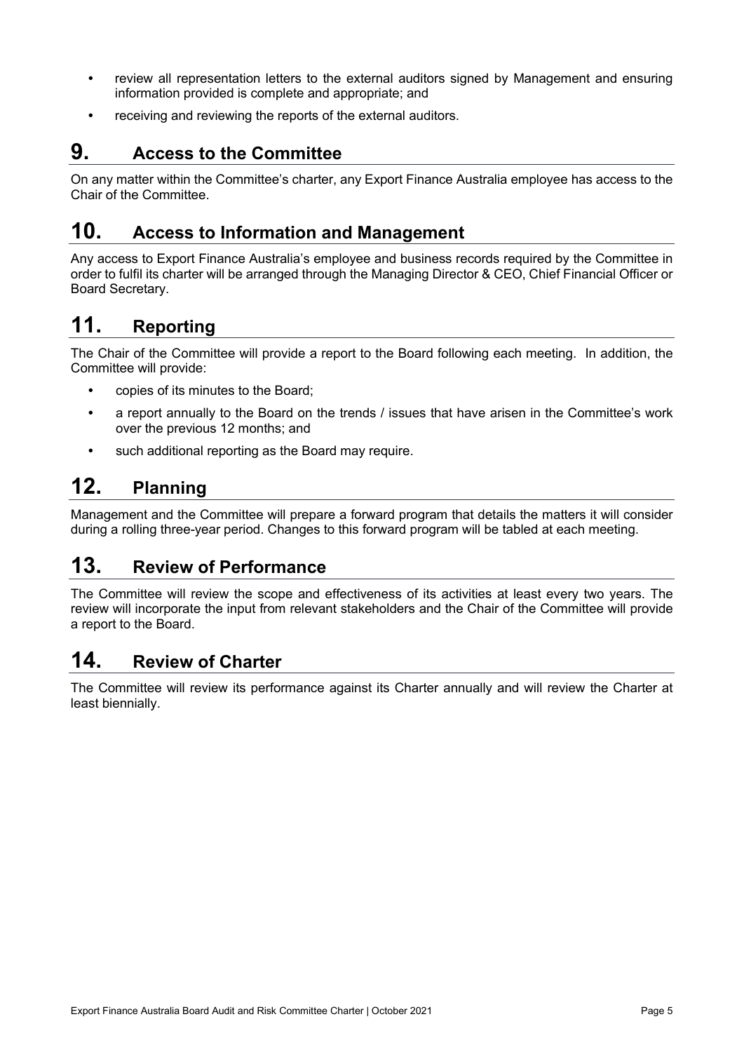- review all representation letters to the external auditors signed by Management and ensuring information provided is complete and appropriate; and
- receiving and reviewing the reports of the external auditors.

## 9. Access to the Committee

On any matter within the Committee's charter, any Export Finance Australia employee has access to the Chair of the Committee.

## 10. Access to Information and Management

Any access to Export Finance Australia's employee and business records required by the Committee in order to fulfil its charter will be arranged through the Managing Director & CEO, Chief Financial Officer or Board Secretary.

## 11. Reporting

The Chair of the Committee will provide a report to the Board following each meeting. In addition, the Committee will provide:

- copies of its minutes to the Board;
- a report annually to the Board on the trends / issues that have arisen in the Committee's work over the previous 12 months; and
- such additional reporting as the Board may require.

## 12. Planning

Management and the Committee will prepare a forward program that details the matters it will consider during a rolling three-year period. Changes to this forward program will be tabled at each meeting.

## 13. Review of Performance

The Committee will review the scope and effectiveness of its activities at least every two years. The review will incorporate the input from relevant stakeholders and the Chair of the Committee will provide a report to the Board.

## 14. Review of Charter

The Committee will review its performance against its Charter annually and will review the Charter at least biennially.